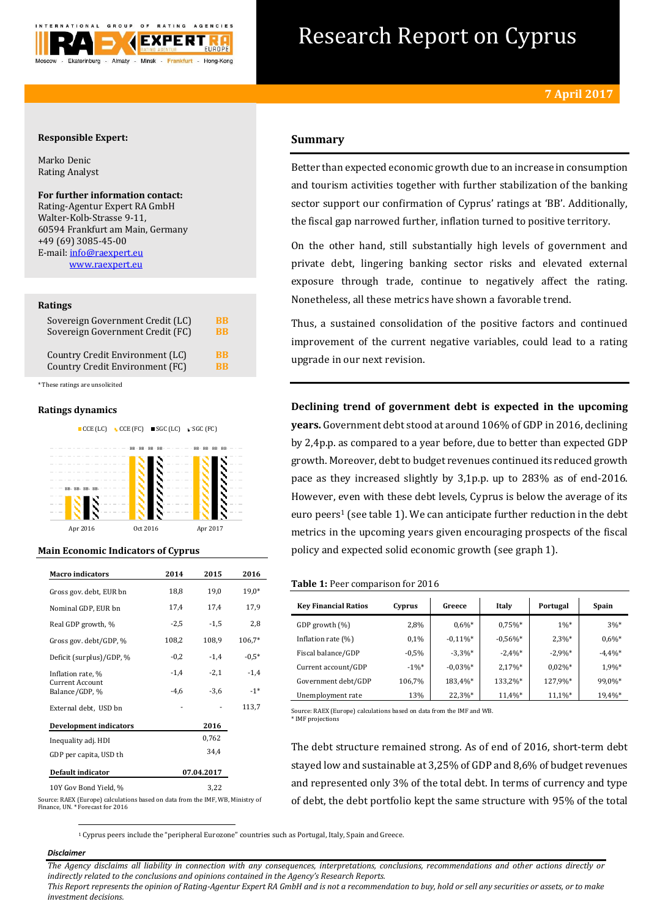# Research Report on Cyprus

**7 April 2017**

**Responsible Expert:**

Marko Denic
Rating Analyst

**For further information contact:**
Rating-Agentur Expert RA GmbH
Walter-Kolb-Strasse 9-11,
60594 Frankfurt am Main, Germany
+49 (69) 3085-45-00
E-mail: info@raexpert.eu
www.raexpert.eu

### Ratings

| | |
|---|---|
| Sovereign Government Credit (LC) | BB |
| Sovereign Government Credit (FC) | BB |
| Country Credit Environment (LC) | BB |
| Country Credit Environment (FC) | BB |

*These ratings are unsolicited

### Ratings dynamics

| | CCE (LC) | CCE (FC) | SGC (LC) | SGC (FC) |
|---|---|---|---|---|
| Apr 2016 | BB- | BB- | BB- | BB- |
| Oct 2016 | BB | BB | BB | BB |
| Apr 2017 | BB | BB | BB | BB |

### Main Economic Indicators of Cyprus

| Macro indicators | 2014 | 2015 | 2016 |
|---|---|---|---|
| Gross gov. debt, EUR bn | 18,8 | 19,0 | 19,0* |
| Nominal GDP, EUR bn | 17,4 | 17,4 | 17,9 |
| Real GDP growth, % | -2,5 | -1,5 | 2,8 |
| Gross gov. debt/GDP, % | 108,2 | 108,9 | 106,7* |
| Deficit (surplus)/GDP, % | -0,2 | -1,4 | -0,5* |
| Inflation rate, % | -1,4 | -2,1 | -1,4 |
| Current Account Balance/GDP, % | -4,6 | -3,6 | -1* |
| External debt, USD bn | - | - | 113,7 |

| Development indicators | 2016 |
|---|---|
| Inequality adj. HDI | 0,762 |
| GDP per capita, USD th | 34,4 |

| Default indicator | 07.04.2017 |
|---|---|
| 10Y Gov Bond Yield, % | 3,22 |

Source: RAEX (Europe) calculations based on data from the IMF, WB, Ministry of Finance, UN. *Forecast for 2016

## Summary

Better than expected economic growth due to an increase in consumption and tourism activities together with further stabilization of the banking sector support our confirmation of Cyprus' ratings at 'BB'. Additionally, the fiscal gap narrowed further, inflation turned to positive territory.

On the other hand, still substantially high levels of government and private debt, lingering banking sector risks and elevated external exposure through trade, continue to negatively affect the rating. Nonetheless, all these metrics have shown a favorable trend.

Thus, a sustained consolidation of the positive factors and continued improvement of the current negative variables, could lead to a rating upgrade in our next revision.

**Declining trend of government debt is expected in the upcoming years.** Government debt stood at around 106% of GDP in 2016, declining by 2,4p.p. as compared to a year before, due to better than expected GDP growth. Moreover, debt to budget revenues continued its reduced growth pace as they increased slightly by 3,1p.p. up to 283% as of end-2016. However, even with these debt levels, Cyprus is below the average of its euro peers[1] (see table 1). We can anticipate further reduction in the debt metrics in the upcoming years given encouraging prospects of the fiscal policy and expected solid economic growth (see graph 1).

**Table 1:** Peer comparison for 2016

| Key Financial Ratios | Cyprus | Greece | Italy | Portugal | Spain |
|---|---|---|---|---|---|
| GDP growth (%) | 2,8% | 0,6%* | 0,75%* | 1%* | 3%* |
| Inflation rate (%) | 0,1% | -0,11%* | -0,56%* | 2,3%* | 0,6%* |
| Fiscal balance/GDP | -0,5% | -3,3%* | -2,4%* | -2,9%* | -4,4%* |
| Current account/GDP | -1%* | -0,03%* | 2,17%* | 0,02%* | 1,9%* |
| Government debt/GDP | 106,7% | 183,4%* | 133,2%* | 127,9%* | 99,0%* |
| Unemployment rate | 13% | 22,3%* | 11,4%* | 11,1%* | 19,4%* |

Source: RAEX (Europe) calculations based on data from the IMF and WB.
* IMF projections

The debt structure remained strong. As of end of 2016, short-term debt stayed low and sustainable at 3,25% of GDP and 8,6% of budget revenues and represented only 3% of the total debt. In terms of currency and type of debt, the debt portfolio kept the same structure with 95% of the total

[1] Cyprus peers include the "peripheral Eurozone" countries such as Portugal, Italy, Spain and Greece.

***Disclaimer***

*The Agency disclaims all liability in connection with any consequences, interpretations, conclusions, recommendations and other actions directly or indirectly related to the conclusions and opinions contained in the Agency's Research Reports.*
*This Report represents the opinion of Rating-Agentur Expert RA GmbH and is not a recommendation to buy, hold or sell any securities or assets, or to make investment decisions.*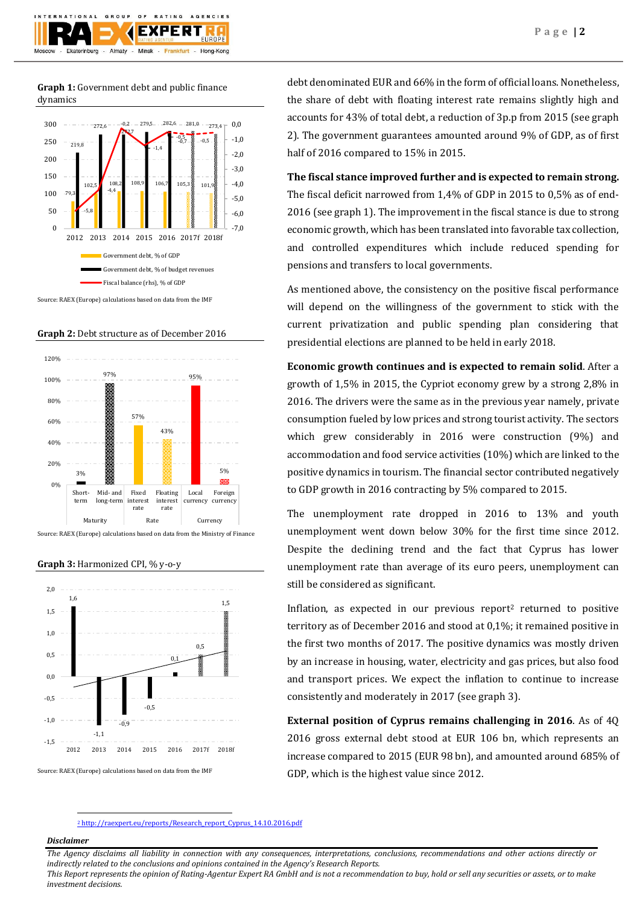**Graph 1:** Government debt and public finance dynamics

| | 2012 | 2013 | 2014 | 2015 | 2016 | 2017f | 2018f |
|---|---|---|---|---|---|---|---|
| Government debt, % of GDP | 79,3 | 102,5 | 108,2 | 108,9 | 106,7 | 105,3 | 101,9 |
| Government debt, % of budget revenues | 219,8 | 272,6 | 272,7 | 279,5 | 282,6 | 281,0 | 273,4 |
| Fiscal balance (rhs), % of GDP | -5,8 | -4,4 | -0,2 | -1,4 | -0,5 | -0,7 | -0,5 |

Source: RAEX (Europe) calculations based on data from the IMF

**Graph 2:** Debt structure as of December 2016

| Maturity | | Rate | | Currency | |
|---|---|---|---|---|---|
| Short-term | Mid- and long-term | Fixed interest rate | Floating interest rate | Local currency | Foreign currency |
| 3% | 97% | 57% | 43% | 95% | 5% |

Source: RAEX (Europe) calculations based on data from the Ministry of Finance

**Graph 3:** Harmonized CPI, % y-o-y

| 2012 | 2013 | 2014 | 2015 | 2016 | 2017f | 2018f |
|---|---|---|---|---|---|---|
| 1,6 | -1,1 | -0,9 | -0,5 | 0,1 | 0,5 | 1,5 |

Source: RAEX (Europe) calculations based on data from the IMF

debt denominated EUR and 66% in the form of official loans. Nonetheless, the share of debt with floating interest rate remains slightly high and accounts for 43% of total debt, a reduction of 3p.p from 2015 (see graph 2). The government guarantees amounted around 9% of GDP, as of first half of 2016 compared to 15% in 2015.

**The fiscal stance improved further and is expected to remain strong.** The fiscal deficit narrowed from 1,4% of GDP in 2015 to 0,5% as of end-2016 (see graph 1). The improvement in the fiscal stance is due to strong economic growth, which has been translated into favorable tax collection, and controlled expenditures which include reduced spending for pensions and transfers to local governments.

As mentioned above, the consistency on the positive fiscal performance will depend on the willingness of the government to stick with the current privatization and public spending plan considering that presidential elections are planned to be held in early 2018.

**Economic growth continues and is expected to remain solid**. After a growth of 1,5% in 2015, the Cypriot economy grew by a strong 2,8% in 2016. The drivers were the same as in the previous year namely, private consumption fueled by low prices and strong tourist activity. The sectors which grew considerably in 2016 were construction (9%) and accommodation and food service activities (10%) which are linked to the positive dynamics in tourism. The financial sector contributed negatively to GDP growth in 2016 contracting by 5% compared to 2015.

The unemployment rate dropped in 2016 to 13% and youth unemployment went down below 30% for the first time since 2012. Despite the declining trend and the fact that Cyprus has lower unemployment rate than average of its euro peers, unemployment can still be considered as significant.

Inflation, as expected in our previous report[2] returned to positive territory as of December 2016 and stood at 0,1%; it remained positive in the first two months of 2017. The positive dynamics was mostly driven by an increase in housing, water, electricity and gas prices, but also food and transport prices. We expect the inflation to continue to increase consistently and moderately in 2017 (see graph 3).

**External position of Cyprus remains challenging in 2016**. As of 4Q 2016 gross external debt stood at EUR 106 bn, which represents an increase compared to 2015 (EUR 98 bn), and amounted around 685% of GDP, which is the highest value since 2012.

[2] http://raexpert.eu/reports/Research_report_Cyprus_14.10.2016.pdf

***Disclaimer***

*The Agency disclaims all liability in connection with any consequences, interpretations, conclusions, recommendations and other actions directly or indirectly related to the conclusions and opinions contained in the Agency's Research Reports.*
*This Report represents the opinion of Rating-Agentur Expert RA GmbH and is not a recommendation to buy, hold or sell any securities or assets, or to make investment decisions.*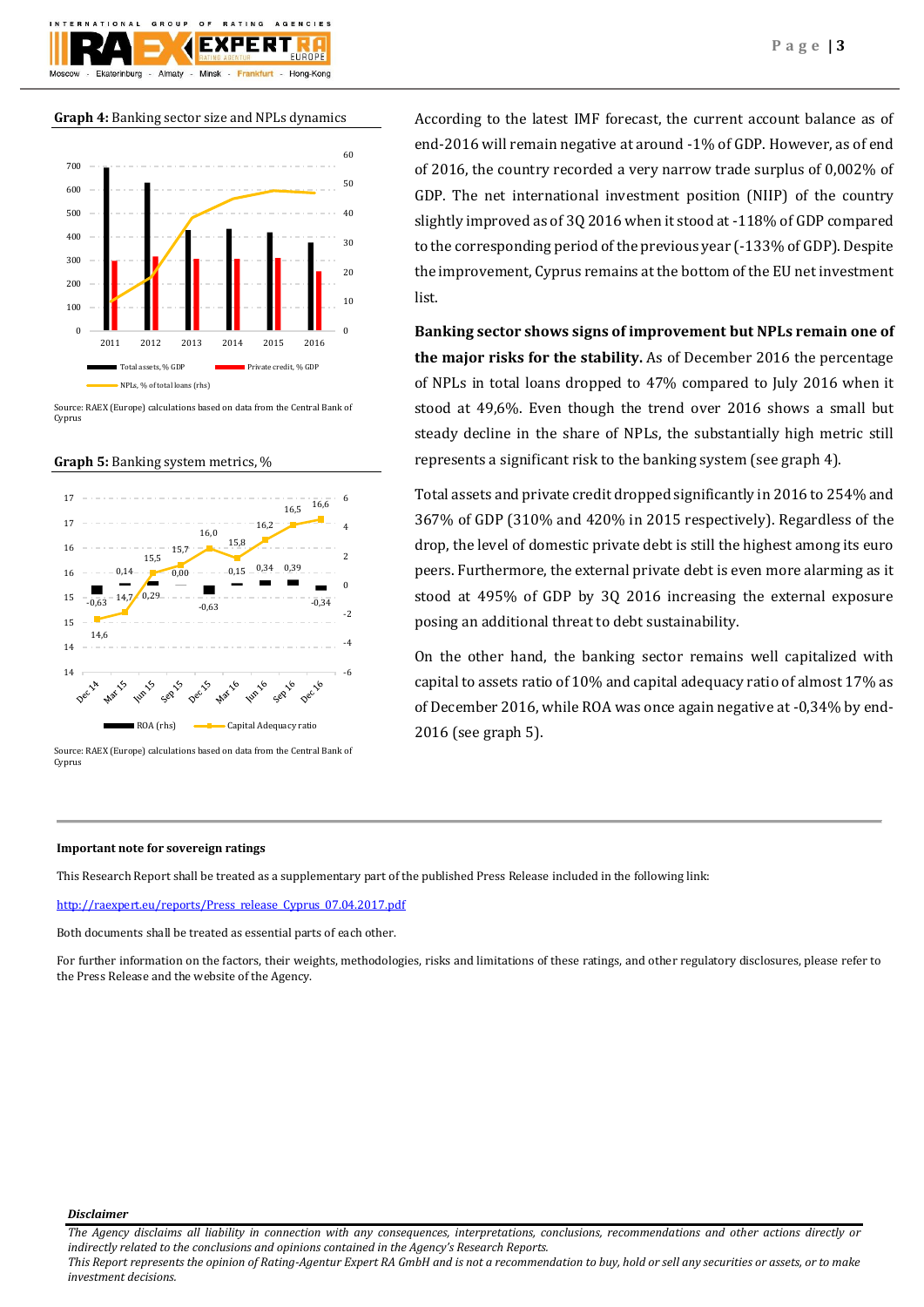**Graph 4:** Banking sector size and NPLs dynamics

700
600
500
400
300
200
100
0

60
50
40
30
20
10
0

2011 2012 2013 2014 2015 2016

Total assets, % GDP
Private credit, % GDP
NPLs, % of total loans (rhs)

Source: RAEX (Europe) calculations based on data from the Central Bank of Cyprus

**Graph 5:** Banking system metrics, %

17
17
16
16
15
15
14
14

6
4
2
0
-2
-4
-6

-0,63 14,6 14,7 0,14 15,5 0,29 15,7 0,00 16,0 -0,63 15,8 0,15 16,2 0,34 16,5 0,39 16,6 -0,34

Dec 14, Mar 15, Jun 15, Sep 15, Dec 15, Mar 16, Jun 16, Sep 16, Dec 16

ROA (rhs)
Capital Adequacy ratio

Source: RAEX (Europe) calculations based on data from the Central Bank of Cyprus

According to the latest IMF forecast, the current account balance as of end-2016 will remain negative at around -1% of GDP. However, as of end of 2016, the country recorded a very narrow trade surplus of 0,002% of GDP. The net international investment position (NIIP) of the country slightly improved as of 3Q 2016 when it stood at -118% of GDP compared to the corresponding period of the previous year (-133% of GDP). Despite the improvement, Cyprus remains at the bottom of the EU net investment list.

**Banking sector shows signs of improvement but NPLs remain one of the major risks for the stability.** As of December 2016 the percentage of NPLs in total loans dropped to 47% compared to July 2016 when it stood at 49,6%. Even though the trend over 2016 shows a small but steady decline in the share of NPLs, the substantially high metric still represents a significant risk to the banking system (see graph 4).

Total assets and private credit dropped significantly in 2016 to 254% and 367% of GDP (310% and 420% in 2015 respectively). Regardless of the drop, the level of domestic private debt is still the highest among its euro peers. Furthermore, the external private debt is even more alarming as it stood at 495% of GDP by 3Q 2016 increasing the external exposure posing an additional threat to debt sustainability.

On the other hand, the banking sector remains well capitalized with capital to assets ratio of 10% and capital adequacy ratio of almost 17% as of December 2016, while ROA was once again negative at -0,34% by end-2016 (see graph 5).

**Important note for sovereign ratings**

This Research Report shall be treated as a supplementary part of the published Press Release included in the following link:

http://raexpert.eu/reports/Press_release_Cyprus_07.04.2017.pdf

Both documents shall be treated as essential parts of each other.

For further information on the factors, their weights, methodologies, risks and limitations of these ratings, and other regulatory disclosures, please refer to the Press Release and the website of the Agency.

***Disclaimer***

*The Agency disclaims all liability in connection with any consequences, interpretations, conclusions, recommendations and other actions directly or indirectly related to the conclusions and opinions contained in the Agency's Research Reports.*
*This Report represents the opinion of Rating-Agentur Expert RA GmbH and is not a recommendation to buy, hold or sell any securities or assets, or to make investment decisions.*